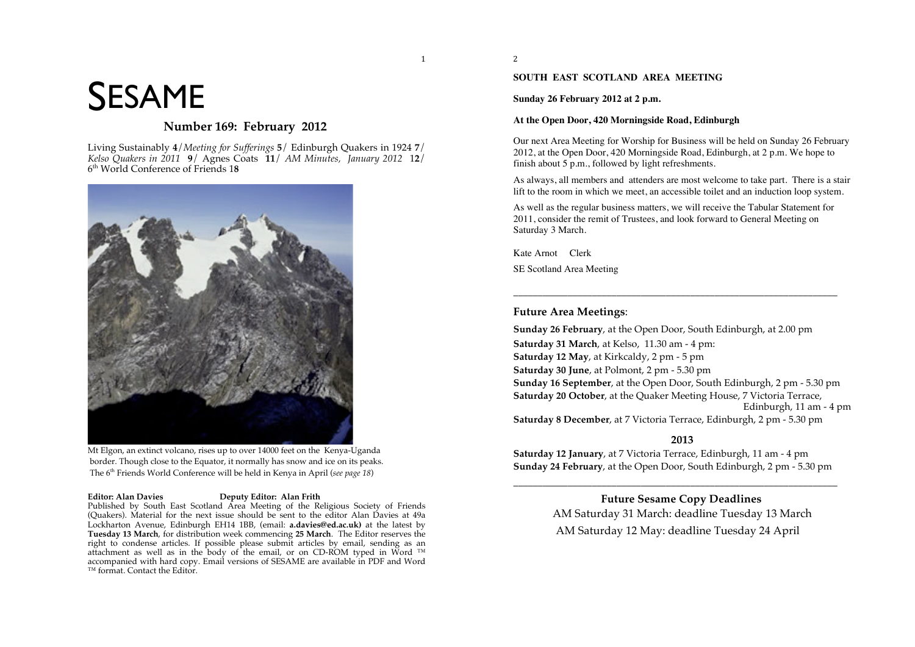# SESAME

## Number 169: February 2012

Living Sustainably **4**/ *Meeting for Sufferings* **5**/ Edinburgh Quakers in 1924 **7**/ *Kelso Quakers in 2011* **9**/ Agnes Coats **11**/ *AM Minutes, January 2012* **12**/ 6th World Conference of Friends 1**8**

Mt Elgon, an extinct volcano, rises up to over 14000 feet on the Kenya-Uganda border. Though close to the Equator, it normally has snow and ice on its peaks. The 6th Friends World Conference will be held in Kenya in April (*see page 18*)

**Editor: Alan Davies** **Deputy Editor: Alan Frith**

Published by South East Scotland Area Meeting of the Religious Society of Friends (Quakers). Material for the next issue should be sent to the editor Alan Davies at 49a Lockharton Avenue, Edinburgh EH14 1BB, (email: **a.davies@ed.ac.uk)** at the latest by **Tuesday 13 March**, for distribution week commencing **25 March**. The Editor reserves the right to condense articles. If possible please submit articles by email, sending as an attachment as well as in the body of the email, or on CD-ROM typed in Word ™ accompanied with hard copy. Email versions of SESAME are available in PDF and Word ™ format. Contact the Editor.

**SOUTH EAST SCOTLAND AREA MEETING**

**Sunday 26 February 2012 at 2 p.m.**

**At the Open Door, 420 Morningside Road, Edinburgh**

Our next Area Meeting for Worship for Business will be held on Sunday 26 February 2012, at the Open Door, 420 Morningside Road, Edinburgh, at 2 p.m. We hope to finish about 5 p.m., followed by light refreshments.

As always, all members and attenders are most welcome to take part. There is a stair lift to the room in which we meet, an accessible toilet and an induction loop system.

As well as the regular business matters, we will receive the Tabular Statement for 2011, consider the remit of Trustees, and look forward to General Meeting on Saturday 3 March.

Kate Arnot Clerk

SE Scotland Area Meeting

---

### Future Area Meetings:

**Sunday 26 February**, at the Open Door, South Edinburgh, at 2.00 pm
**Saturday 31 March**, at Kelso, 11.30 am - 4 pm:
**Saturday 12 May**, at Kirkcaldy, 2 pm - 5 pm
**Saturday 30 June**, at Polmont, 2 pm - 5.30 pm
**Sunday 16 September**, at the Open Door, South Edinburgh, 2 pm - 5.30 pm
**Saturday 20 October**, at the Quaker Meeting House, 7 Victoria Terrace, Edinburgh, 11 am - 4 pm
**Saturday 8 December**, at 7 Victoria Terrace, Edinburgh, 2 pm - 5.30 pm

**2013**

**Saturday 12 January**, at 7 Victoria Terrace, Edinburgh, 11 am - 4 pm
**Sunday 24 February**, at the Open Door, South Edinburgh, 2 pm - 5.30 pm

---

### Future Sesame Copy Deadlines

AM Saturday 31 March: deadline Tuesday 13 March

AM Saturday 12 May: deadline Tuesday 24 April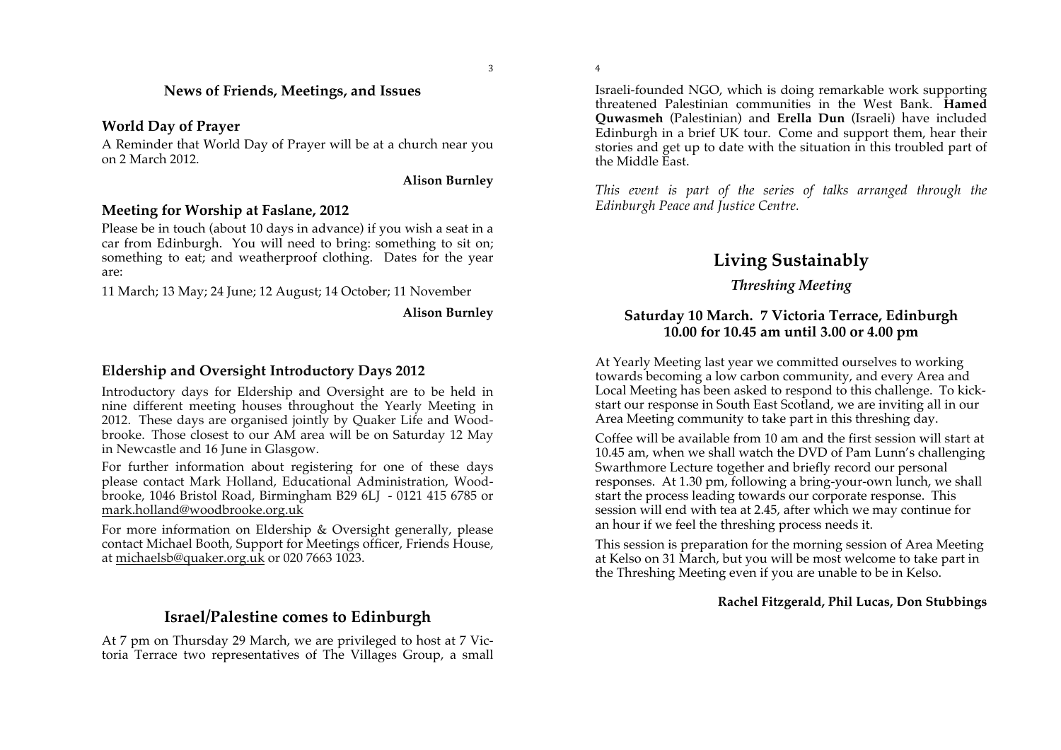## News of Friends, Meetings, and Issues

### World Day of Prayer

A Reminder that World Day of Prayer will be at a church near you on 2 March 2012.

**Alison Burnley**

### Meeting for Worship at Faslane, 2012

Please be in touch (about 10 days in advance) if you wish a seat in a car from Edinburgh. You will need to bring: something to sit on; something to eat; and weatherproof clothing. Dates for the year are:

11 March; 13 May; 24 June; 12 August; 14 October; 11 November

**Alison Burnley**

### Eldership and Oversight Introductory Days 2012

Introductory days for Eldership and Oversight are to be held in nine different meeting houses throughout the Yearly Meeting in 2012. These days are organised jointly by Quaker Life and Woodbrooke. Those closest to our AM area will be on Saturday 12 May in Newcastle and 16 June in Glasgow.

For further information about registering for one of these days please contact Mark Holland, Educational Administration, Woodbrooke, 1046 Bristol Road, Birmingham B29 6LJ - 0121 415 6785 or mark.holland@woodbrooke.org.uk

For more information on Eldership & Oversight generally, please contact Michael Booth, Support for Meetings officer, Friends House, at michaelsb@quaker.org.uk or 020 7663 1023.

## Israel/Palestine comes to Edinburgh

At 7 pm on Thursday 29 March, we are privileged to host at 7 Victoria Terrace two representatives of The Villages Group, a small Israeli-founded NGO, which is doing remarkable work supporting threatened Palestinian communities in the West Bank. **Hamed Quwasmeh** (Palestinian) and **Erella Dun** (Israeli) have included Edinburgh in a brief UK tour. Come and support them, hear their stories and get up to date with the situation in this troubled part of the Middle East.

*This event is part of the series of talks arranged through the Edinburgh Peace and Justice Centre.*

## Living Sustainably

### *Threshing Meeting*

**Saturday 10 March. 7 Victoria Terrace, Edinburgh**
**10.00 for 10.45 am until 3.00 or 4.00 pm**

At Yearly Meeting last year we committed ourselves to working towards becoming a low carbon community, and every Area and Local Meeting has been asked to respond to this challenge. To kick-start our response in South East Scotland, we are inviting all in our Area Meeting community to take part in this threshing day.

Coffee will be available from 10 am and the first session will start at 10.45 am, when we shall watch the DVD of Pam Lunn's challenging Swarthmore Lecture together and briefly record our personal responses. At 1.30 pm, following a bring-your-own lunch, we shall start the process leading towards our corporate response. This session will end with tea at 2.45, after which we may continue for an hour if we feel the threshing process needs it.

This session is preparation for the morning session of Area Meeting at Kelso on 31 March, but you will be most welcome to take part in the Threshing Meeting even if you are unable to be in Kelso.

**Rachel Fitzgerald, Phil Lucas, Don Stubbings**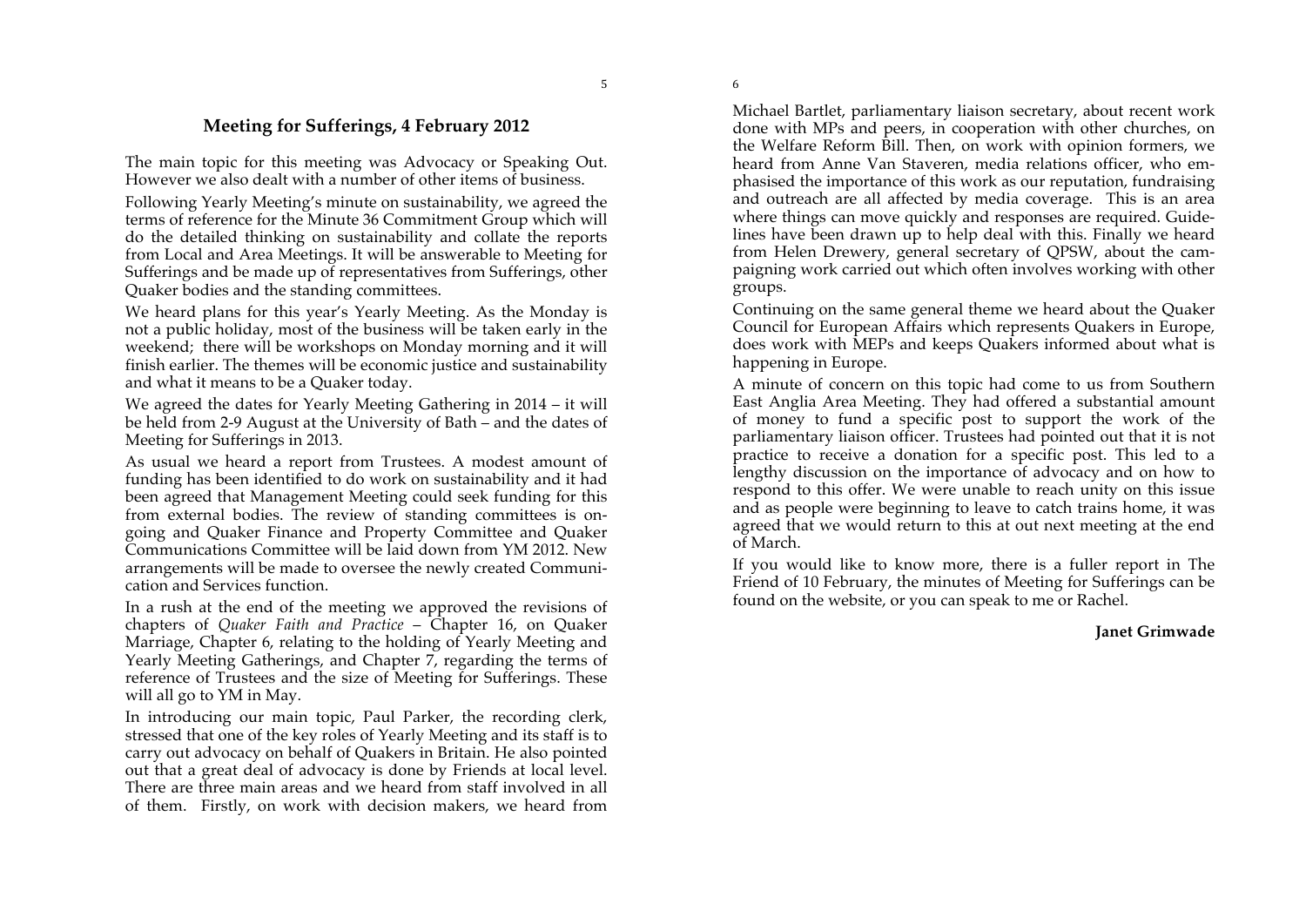## Meeting for Sufferings, 4 February 2012

The main topic for this meeting was Advocacy or Speaking Out. However we also dealt with a number of other items of business.

Following Yearly Meeting's minute on sustainability, we agreed the terms of reference for the Minute 36 Commitment Group which will do the detailed thinking on sustainability and collate the reports from Local and Area Meetings. It will be answerable to Meeting for Sufferings and be made up of representatives from Sufferings, other Quaker bodies and the standing committees.

We heard plans for this year's Yearly Meeting. As the Monday is not a public holiday, most of the business will be taken early in the weekend; there will be workshops on Monday morning and it will finish earlier. The themes will be economic justice and sustainability and what it means to be a Quaker today.

We agreed the dates for Yearly Meeting Gathering in 2014 – it will be held from 2-9 August at the University of Bath – and the dates of Meeting for Sufferings in 2013.

As usual we heard a report from Trustees. A modest amount of funding has been identified to do work on sustainability and it had been agreed that Management Meeting could seek funding for this from external bodies. The review of standing committees is on-going and Quaker Finance and Property Committee and Quaker Communications Committee will be laid down from YM 2012. New arrangements will be made to oversee the newly created Communication and Services function.

In a rush at the end of the meeting we approved the revisions of chapters of *Quaker Faith and Practice* – Chapter 16, on Quaker Marriage, Chapter 6, relating to the holding of Yearly Meeting and Yearly Meeting Gatherings, and Chapter 7, regarding the terms of reference of Trustees and the size of Meeting for Sufferings. These will all go to YM in May.

In introducing our main topic, Paul Parker, the recording clerk, stressed that one of the key roles of Yearly Meeting and its staff is to carry out advocacy on behalf of Quakers in Britain. He also pointed out that a great deal of advocacy is done by Friends at local level. There are three main areas and we heard from staff involved in all of them. Firstly, on work with decision makers, we heard from Michael Bartlet, parliamentary liaison secretary, about recent work done with MPs and peers, in cooperation with other churches, on the Welfare Reform Bill. Then, on work with opinion formers, we heard from Anne Van Staveren, media relations officer, who emphasised the importance of this work as our reputation, fundraising and outreach are all affected by media coverage. This is an area where things can move quickly and responses are required. Guidelines have been drawn up to help deal with this. Finally we heard from Helen Drewery, general secretary of QPSW, about the campaigning work carried out which often involves working with other groups.

Continuing on the same general theme we heard about the Quaker Council for European Affairs which represents Quakers in Europe, does work with MEPs and keeps Quakers informed about what is happening in Europe.

A minute of concern on this topic had come to us from Southern East Anglia Area Meeting. They had offered a substantial amount of money to fund a specific post to support the work of the parliamentary liaison officer. Trustees had pointed out that it is not practice to receive a donation for a specific post. This led to a lengthy discussion on the importance of advocacy and on how to respond to this offer. We were unable to reach unity on this issue and as people were beginning to leave to catch trains home, it was agreed that we would return to this at out next meeting at the end of March.

If you would like to know more, there is a fuller report in The Friend of 10 February, the minutes of Meeting for Sufferings can be found on the website, or you can speak to me or Rachel.

**Janet Grimwade**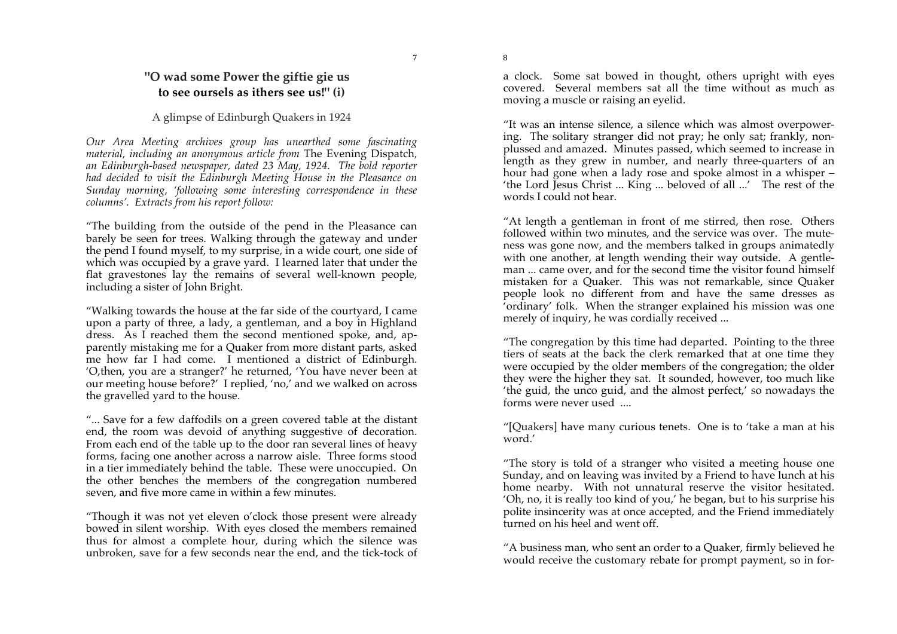## "O wad some Power the giftie gie us to see oursels as ithers see us!" (i)

A glimpse of Edinburgh Quakers in 1924

*Our Area Meeting archives group has unearthed some fascinating material, including an anonymous article from* The Evening Dispatch*, an Edinburgh-based newspaper, dated 23 May, 1924. The bold reporter had decided to visit the Edinburgh Meeting House in the Pleasance on Sunday morning, 'following some interesting correspondence in these columns'. Extracts from his report follow:*

"The building from the outside of the pend in the Pleasance can barely be seen for trees. Walking through the gateway and under the pend I found myself, to my surprise, in a wide court, one side of which was occupied by a grave yard. I learned later that under the flat gravestones lay the remains of several well-known people, including a sister of John Bright.

"Walking towards the house at the far side of the courtyard, I came upon a party of three, a lady, a gentleman, and a boy in Highland dress. As I reached them the second mentioned spoke, and, apparently mistaking me for a Quaker from more distant parts, asked me how far I had come. I mentioned a district of Edinburgh. 'O,then, you are a stranger?' he returned, 'You have never been at our meeting house before?' I replied, 'no,' and we walked on across the gravelled yard to the house.

"... Save for a few daffodils on a green covered table at the distant end, the room was devoid of anything suggestive of decoration. From each end of the table up to the door ran several lines of heavy forms, facing one another across a narrow aisle. Three forms stood in a tier immediately behind the table. These were unoccupied. On the other benches the members of the congregation numbered seven, and five more came in within a few minutes.

"Though it was not yet eleven o'clock those present were already bowed in silent worship. With eyes closed the members remained thus for almost a complete hour, during which the silence was unbroken, save for a few seconds near the end, and the tick-tock of a clock. Some sat bowed in thought, others upright with eyes covered. Several members sat all the time without as much as moving a muscle or raising an eyelid.

"It was an intense silence, a silence which was almost overpowering. The solitary stranger did not pray; he only sat; frankly, nonplussed and amazed. Minutes passed, which seemed to increase in length as they grew in number, and nearly three-quarters of an hour had gone when a lady rose and spoke almost in a whisper – 'the Lord Jesus Christ ... King ... beloved of all ...' The rest of the words I could not hear.

"At length a gentleman in front of me stirred, then rose. Others followed within two minutes, and the service was over. The muteness was gone now, and the members talked in groups animatedly with one another, at length wending their way outside. A gentleman ... came over, and for the second time the visitor found himself mistaken for a Quaker. This was not remarkable, since Quaker people look no different from and have the same dresses as 'ordinary' folk. When the stranger explained his mission was one merely of inquiry, he was cordially received ...

"The congregation by this time had departed. Pointing to the three tiers of seats at the back the clerk remarked that at one time they were occupied by the older members of the congregation; the older they were the higher they sat. It sounded, however, too much like 'the guid, the unco guid, and the almost perfect,' so nowadays the forms were never used ....

"[Quakers] have many curious tenets. One is to 'take a man at his word.'

"The story is told of a stranger who visited a meeting house one Sunday, and on leaving was invited by a Friend to have lunch at his home nearby. With not unnatural reserve the visitor hesitated. 'Oh, no, it is really too kind of you,' he began, but to his surprise his polite insincerity was at once accepted, and the Friend immediately turned on his heel and went off.

"A business man, who sent an order to a Quaker, firmly believed he would receive the customary rebate for prompt payment, so in for-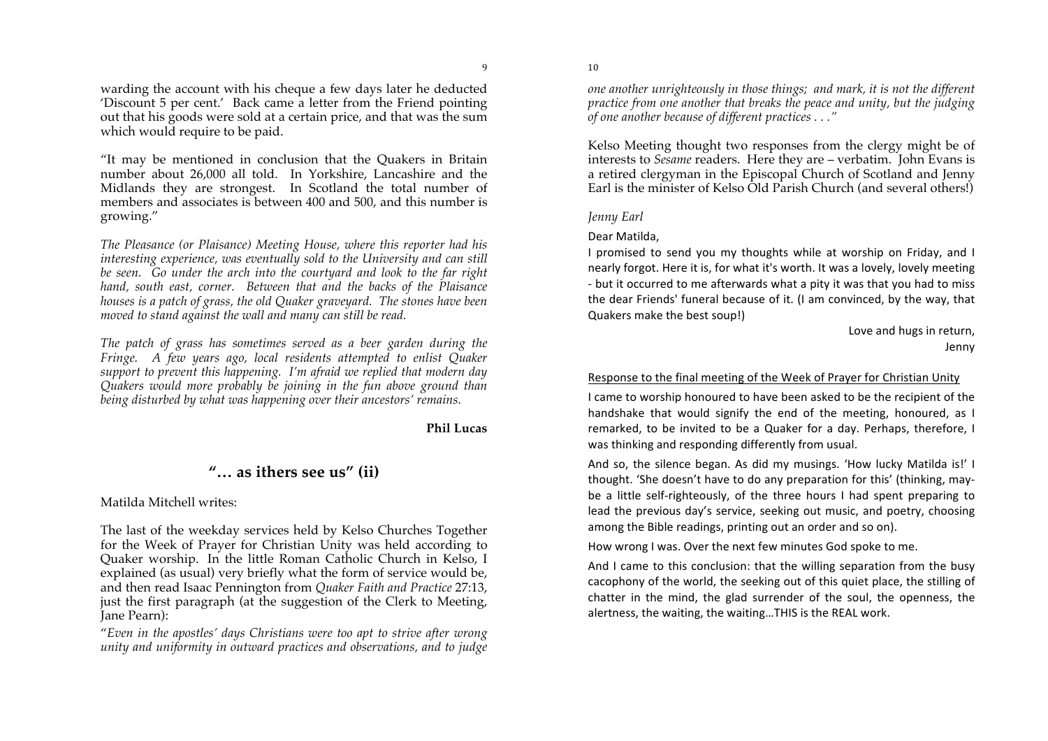warding the account with his cheque a few days later he deducted 'Discount 5 per cent.' Back came a letter from the Friend pointing out that his goods were sold at a certain price, and that was the sum which would require to be paid.

"It may be mentioned in conclusion that the Quakers in Britain number about 26,000 all told. In Yorkshire, Lancashire and the Midlands they are strongest. In Scotland the total number of members and associates is between 400 and 500, and this number is growing."

*The Pleasance (or Plaisance) Meeting House, where this reporter had his interesting experience, was eventually sold to the University and can still be seen. Go under the arch into the courtyard and look to the far right hand, south east, corner. Between that and the backs of the Plaisance houses is a patch of grass, the old Quaker graveyard. The stones have been moved to stand against the wall and many can still be read.*

*The patch of grass has sometimes served as a beer garden during the Fringe. A few years ago, local residents attempted to enlist Quaker support to prevent this happening. I'm afraid we replied that modern day Quakers would more probably be joining in the fun above ground than being disturbed by what was happening over their ancestors' remains.*

**Phil Lucas**

## "… as ithers see us" (ii)

Matilda Mitchell writes:

The last of the weekday services held by Kelso Churches Together for the Week of Prayer for Christian Unity was held according to Quaker worship. In the little Roman Catholic Church in Kelso, I explained (as usual) very briefly what the form of service would be, and then read Isaac Pennington from *Quaker Faith and Practice* 27:13, just the first paragraph (at the suggestion of the Clerk to Meeting, Jane Pearn):

"*Even in the apostles' days Christians were too apt to strive after wrong unity and uniformity in outward practices and observations, and to judge one another unrighteously in those things; and mark, it is not the different practice from one another that breaks the peace and unity, but the judging of one another because of different practices . . ."*

Kelso Meeting thought two responses from the clergy might be of interests to *Sesame* readers. Here they are – verbatim. John Evans is a retired clergyman in the Episcopal Church of Scotland and Jenny Earl is the minister of Kelso Old Parish Church (and several others!)

*Jenny Earl*

Dear Matilda,

I promised to send you my thoughts while at worship on Friday, and I nearly forgot. Here it is, for what it's worth. It was a lovely, lovely meeting - but it occurred to me afterwards what a pity it was that you had to miss the dear Friends' funeral because of it. (I am convinced, by the way, that Quakers make the best soup!)

Love and hugs in return,
Jenny

Response to the final meeting of the Week of Prayer for Christian Unity

I came to worship honoured to have been asked to be the recipient of the handshake that would signify the end of the meeting, honoured, as I remarked, to be invited to be a Quaker for a day. Perhaps, therefore, I was thinking and responding differently from usual.

And so, the silence began. As did my musings. 'How lucky Matilda is!' I thought. 'She doesn't have to do any preparation for this' (thinking, may-be a little self-righteously, of the three hours I had spent preparing to lead the previous day's service, seeking out music, and poetry, choosing among the Bible readings, printing out an order and so on).

How wrong I was. Over the next few minutes God spoke to me.

And I came to this conclusion: that the willing separation from the busy cacophony of the world, the seeking out of this quiet place, the stilling of chatter in the mind, the glad surrender of the soul, the openness, the alertness, the waiting, the waiting…THIS is the REAL work.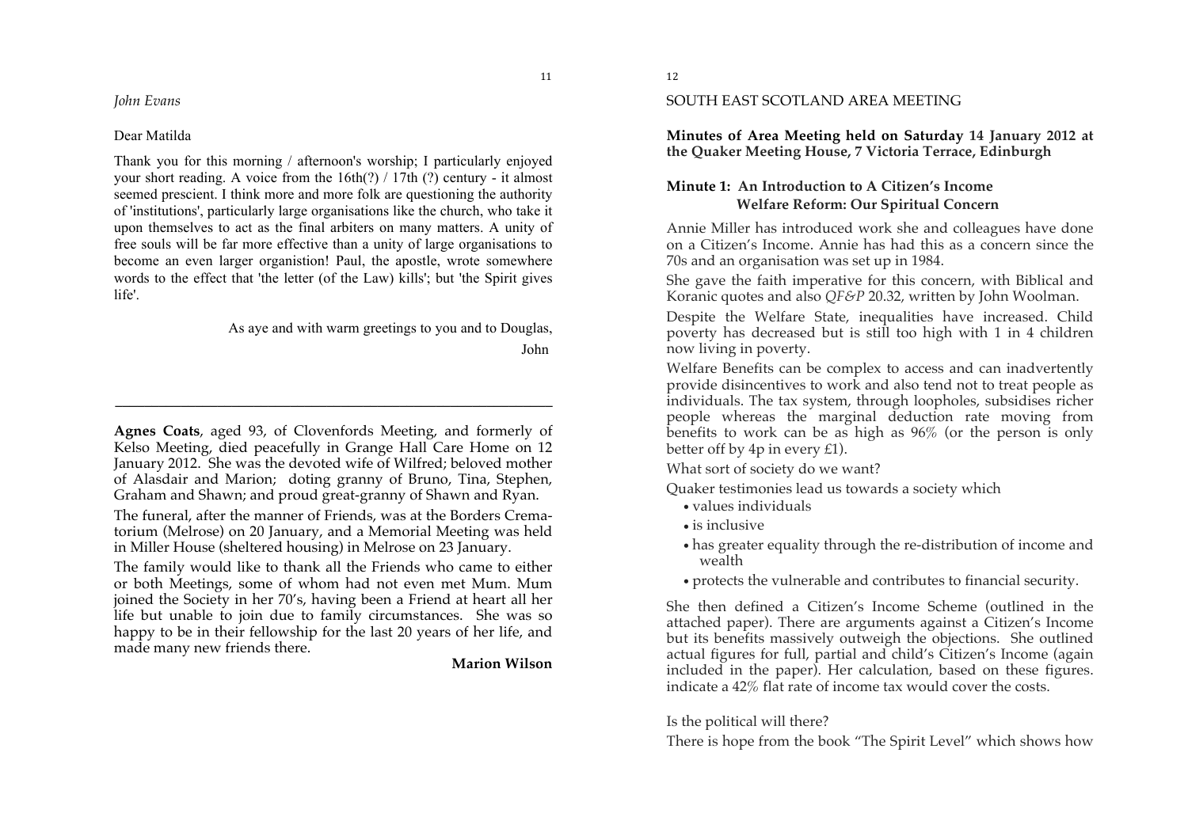*John Evans*

Dear Matilda

Thank you for this morning / afternoon's worship; I particularly enjoyed your short reading. A voice from the 16th(?) / 17th (?) century - it almost seemed prescient. I think more and more folk are questioning the authority of 'institutions', particularly large organisations like the church, who take it upon themselves to act as the final arbiters on many matters. A unity of free souls will be far more effective than a unity of large organisations to become an even larger organistion! Paul, the apostle, wrote somewhere words to the effect that 'the letter (of the Law) kills'; but 'the Spirit gives life'.

As aye and with warm greetings to you and to Douglas,

John

---

**Agnes Coats**, aged 93, of Clovenfords Meeting, and formerly of Kelso Meeting, died peacefully in Grange Hall Care Home on 12 January 2012. She was the devoted wife of Wilfred; beloved mother of Alasdair and Marion; doting granny of Bruno, Tina, Stephen, Graham and Shawn; and proud great-granny of Shawn and Ryan.

The funeral, after the manner of Friends, was at the Borders Crematorium (Melrose) on 20 January, and a Memorial Meeting was held in Miller House (sheltered housing) in Melrose on 23 January.

The family would like to thank all the Friends who came to either or both Meetings, some of whom had not even met Mum. Mum joined the Society in her 70's, having been a Friend at heart all her life but unable to join due to family circumstances. She was so happy to be in their fellowship for the last 20 years of her life, and made many new friends there.

**Marion Wilson**

SOUTH EAST SCOTLAND AREA MEETING

**Minutes of Area Meeting held on Saturday 14 January 2012 at the Quaker Meeting House, 7 Victoria Terrace, Edinburgh**

**Minute 1: An Introduction to A Citizen's Income**
**Welfare Reform: Our Spiritual Concern**

Annie Miller has introduced work she and colleagues have done on a Citizen's Income. Annie has had this as a concern since the 70s and an organisation was set up in 1984.

She gave the faith imperative for this concern, with Biblical and Koranic quotes and also *QF&P* 20.32, written by John Woolman.

Despite the Welfare State, inequalities have increased. Child poverty has decreased but is still too high with 1 in 4 children now living in poverty.

Welfare Benefits can be complex to access and can inadvertently provide disincentives to work and also tend not to treat people as individuals. The tax system, through loopholes, subsidises richer people whereas the marginal deduction rate moving from benefits to work can be as high as 96% (or the person is only better off by 4p in every £1).

What sort of society do we want?

Quaker testimonies lead us towards a society which

- values individuals
- is inclusive
- has greater equality through the re-distribution of income and wealth
- protects the vulnerable and contributes to financial security.

She then defined a Citizen's Income Scheme (outlined in the attached paper). There are arguments against a Citizen's Income but its benefits massively outweigh the objections. She outlined actual figures for full, partial and child's Citizen's Income (again included in the paper). Her calculation, based on these figures. indicate a 42% flat rate of income tax would cover the costs.

Is the political will there?

There is hope from the book "The Spirit Level" which shows how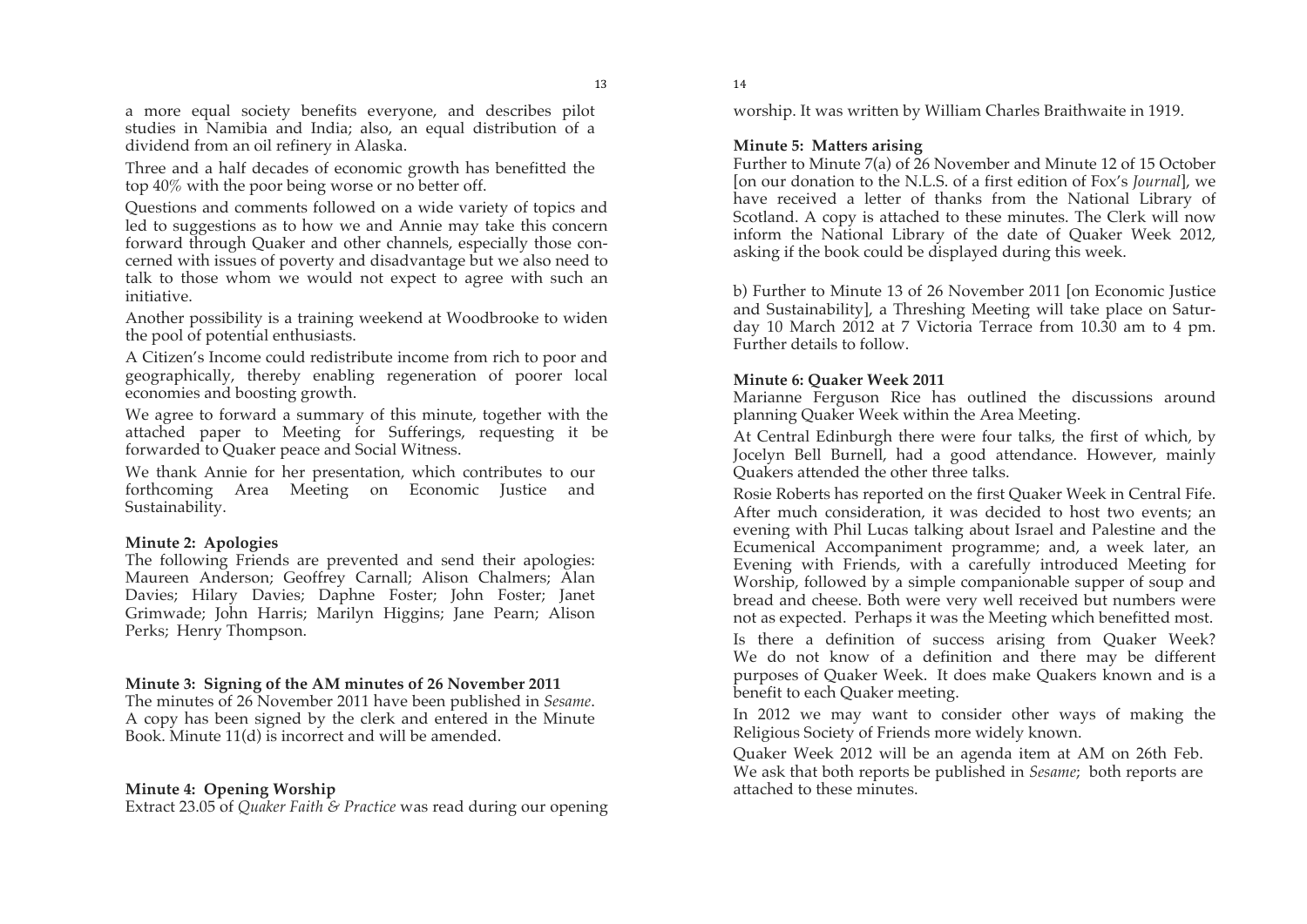a more equal society benefits everyone, and describes pilot studies in Namibia and India; also, an equal distribution of a dividend from an oil refinery in Alaska.

Three and a half decades of economic growth has benefitted the top 40% with the poor being worse or no better off.

Questions and comments followed on a wide variety of topics and led to suggestions as to how we and Annie may take this concern forward through Quaker and other channels, especially those concerned with issues of poverty and disadvantage but we also need to talk to those whom we would not expect to agree with such an initiative.

Another possibility is a training weekend at Woodbrooke to widen the pool of potential enthusiasts.

A Citizen's Income could redistribute income from rich to poor and geographically, thereby enabling regeneration of poorer local economies and boosting growth.

We agree to forward a summary of this minute, together with the attached paper to Meeting for Sufferings, requesting it be forwarded to Quaker peace and Social Witness.

We thank Annie for her presentation, which contributes to our forthcoming Area Meeting on Economic Justice and Sustainability.

**Minute 2: Apologies**

The following Friends are prevented and send their apologies: Maureen Anderson; Geoffrey Carnall; Alison Chalmers; Alan Davies; Hilary Davies; Daphne Foster; John Foster; Janet Grimwade; John Harris; Marilyn Higgins; Jane Pearn; Alison Perks; Henry Thompson.

**Minute 3: Signing of the AM minutes of 26 November 2011**

The minutes of 26 November 2011 have been published in *Sesame*. A copy has been signed by the clerk and entered in the Minute Book. Minute 11(d) is incorrect and will be amended.

**Minute 4: Opening Worship**

Extract 23.05 of *Quaker Faith & Practice* was read during our opening worship. It was written by William Charles Braithwaite in 1919.

**Minute 5: Matters arising**

Further to Minute 7(a) of 26 November and Minute 12 of 15 October [on our donation to the N.L.S. of a first edition of Fox's *Journal*], we have received a letter of thanks from the National Library of Scotland. A copy is attached to these minutes. The Clerk will now inform the National Library of the date of Quaker Week 2012, asking if the book could be displayed during this week.

b) Further to Minute 13 of 26 November 2011 [on Economic Justice and Sustainability], a Threshing Meeting will take place on Saturday 10 March 2012 at 7 Victoria Terrace from 10.30 am to 4 pm. Further details to follow.

**Minute 6: Quaker Week 2011**

Marianne Ferguson Rice has outlined the discussions around planning Quaker Week within the Area Meeting.

At Central Edinburgh there were four talks, the first of which, by Jocelyn Bell Burnell, had a good attendance. However, mainly Quakers attended the other three talks.

Rosie Roberts has reported on the first Quaker Week in Central Fife. After much consideration, it was decided to host two events; an evening with Phil Lucas talking about Israel and Palestine and the Ecumenical Accompaniment programme; and, a week later, an Evening with Friends, with a carefully introduced Meeting for Worship, followed by a simple companionable supper of soup and bread and cheese. Both were very well received but numbers were not as expected. Perhaps it was the Meeting which benefitted most.

Is there a definition of success arising from Quaker Week? We do not know of a definition and there may be different purposes of Quaker Week. It does make Quakers known and is a benefit to each Quaker meeting.

In 2012 we may want to consider other ways of making the Religious Society of Friends more widely known.

Quaker Week 2012 will be an agenda item at AM on 26th Feb. We ask that both reports be published in *Sesame*; both reports are attached to these minutes.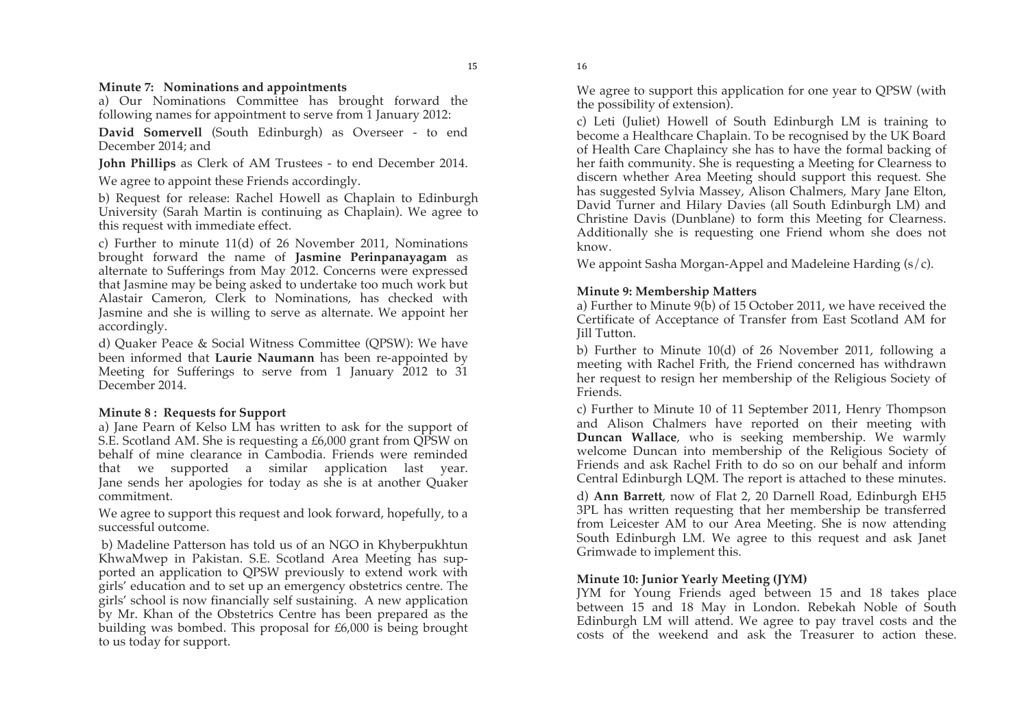**Minute 7: Nominations and appointments**

a) Our Nominations Committee has brought forward the following names for appointment to serve from 1 January 2012:

**David Somervell** (South Edinburgh) as Overseer - to end December 2014; and

**John Phillips** as Clerk of AM Trustees - to end December 2014.

We agree to appoint these Friends accordingly.

b) Request for release: Rachel Howell as Chaplain to Edinburgh University (Sarah Martin is continuing as Chaplain). We agree to this request with immediate effect.

c) Further to minute 11(d) of 26 November 2011, Nominations brought forward the name of **Jasmine Perinpanayagam** as alternate to Sufferings from May 2012. Concerns were expressed that Jasmine may be being asked to undertake too much work but Alastair Cameron, Clerk to Nominations, has checked with Jasmine and she is willing to serve as alternate. We appoint her accordingly.

d) Quaker Peace & Social Witness Committee (QPSW): We have been informed that **Laurie Naumann** has been re-appointed by Meeting for Sufferings to serve from 1 January 2012 to 31 December 2014.

**Minute 8 : Requests for Support**

a) Jane Pearn of Kelso LM has written to ask for the support of S.E. Scotland AM. She is requesting a £6,000 grant from QPSW on behalf of mine clearance in Cambodia. Friends were reminded that we supported a similar application last year. Jane sends her apologies for today as she is at another Quaker commitment.

We agree to support this request and look forward, hopefully, to a successful outcome.

b) Madeline Patterson has told us of an NGO in Khyberpukhtun KhwaMwep in Pakistan. S.E. Scotland Area Meeting has supported an application to QPSW previously to extend work with girls' education and to set up an emergency obstetrics centre. The girls' school is now financially self sustaining. A new application by Mr. Khan of the Obstetrics Centre has been prepared as the building was bombed. This proposal for £6,000 is being brought to us today for support.

We agree to support this application for one year to QPSW (with the possibility of extension).

c) Leti (Juliet) Howell of South Edinburgh LM is training to become a Healthcare Chaplain. To be recognised by the UK Board of Health Care Chaplaincy she has to have the formal backing of her faith community. She is requesting a Meeting for Clearness to discern whether Area Meeting should support this request. She has suggested Sylvia Massey, Alison Chalmers, Mary Jane Elton, David Turner and Hilary Davies (all South Edinburgh LM) and Christine Davis (Dunblane) to form this Meeting for Clearness. Additionally she is requesting one Friend whom she does not know.

We appoint Sasha Morgan-Appel and Madeleine Harding (s/c).

**Minute 9: Membership Matters**

a) Further to Minute 9(b) of 15 October 2011, we have received the Certificate of Acceptance of Transfer from East Scotland AM for Jill Tutton.

b) Further to Minute 10(d) of 26 November 2011, following a meeting with Rachel Frith, the Friend concerned has withdrawn her request to resign her membership of the Religious Society of Friends.

c) Further to Minute 10 of 11 September 2011, Henry Thompson and Alison Chalmers have reported on their meeting with **Duncan Wallace**, who is seeking membership. We warmly welcome Duncan into membership of the Religious Society of Friends and ask Rachel Frith to do so on our behalf and inform Central Edinburgh LQM. The report is attached to these minutes.

d) **Ann Barrett**, now of Flat 2, 20 Darnell Road, Edinburgh EH5 3PL has written requesting that her membership be transferred from Leicester AM to our Area Meeting. She is now attending South Edinburgh LM. We agree to this request and ask Janet Grimwade to implement this.

**Minute 10: Junior Yearly Meeting (JYM)**

JYM for Young Friends aged between 15 and 18 takes place between 15 and 18 May in London. Rebekah Noble of South Edinburgh LM will attend. We agree to pay travel costs and the costs of the weekend and ask the Treasurer to action these.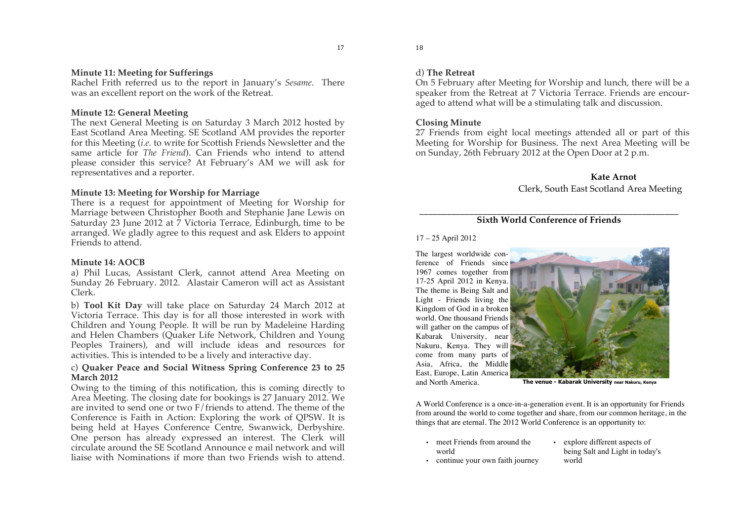**Minute 11: Meeting for Sufferings**
Rachel Frith referred us to the report in January's *Sesame*. There was an excellent report on the work of the Retreat.

**Minute 12: General Meeting**
The next General Meeting is on Saturday 3 March 2012 hosted by East Scotland Area Meeting. SE Scotland AM provides the reporter for this Meeting (*i.e.* to write for Scottish Friends Newsletter and the same article for *The Friend*). Can Friends who intend to attend please consider this service? At February's AM we will ask for representatives and a reporter.

**Minute 13: Meeting for Worship for Marriage**
There is a request for appointment of Meeting for Worship for Marriage between Christopher Booth and Stephanie Jane Lewis on Saturday 23 June 2012 at 7 Victoria Terrace, Edinburgh, time to be arranged. We gladly agree to this request and ask Elders to appoint Friends to attend.

**Minute 14: AOCB**

a) Phil Lucas, Assistant Clerk, cannot attend Area Meeting on Sunday 26 February. 2012. Alastair Cameron will act as Assistant Clerk.

b) **Tool Kit Day** will take place on Saturday 24 March 2012 at Victoria Terrace. This day is for all those interested in work with Children and Young People. It will be run by Madeleine Harding and Helen Chambers (Quaker Life Network, Children and Young Peoples Trainers), and will include ideas and resources for activities. This is intended to be a lively and interactive day.

c) **Quaker Peace and Social Witness Spring Conference 23 to 25 March 2012**
Owing to the timing of this notification, this is coming directly to Area Meeting. The closing date for bookings is 27 January 2012. We are invited to send one or two F/friends to attend. The theme of the Conference is Faith in Action: Exploring the work of QPSW. It is being held at Hayes Conference Centre, Swanwick, Derbyshire. One person has already expressed an interest. The Clerk will circulate around the SE Scotland Announce e mail network and will liaise with Nominations if more than two Friends wish to attend.

d) **The Retreat**
On 5 February after Meeting for Worship and lunch, there will be a speaker from the Retreat at 7 Victoria Terrace. Friends are encouraged to attend what will be a stimulating talk and discussion.

**Closing Minute**
27 Friends from eight local meetings attended all or part of this Meeting for Worship for Business. The next Area Meeting will be on Sunday, 26th February 2012 at the Open Door at 2 p.m.

**Kate Arnot**
Clerk, South East Scotland Area Meeting

---

## Sixth World Conference of Friends

17 – 25 April 2012

The largest worldwide conference of Friends since 1967 comes together from 17-25 April 2012 in Kenya. The theme is Being Salt and Light - Friends living the Kingdom of God in a broken world. One thousand Friends will gather on the campus of Kabarak University, near Nakuru, Kenya. They will come from many parts of Asia, Africa, the Middle East, Europe, Latin America and North America.

**The venue - Kabarak University** near Nakuru, Kenya

A World Conference is a once-in-a-generation event. It is an opportunity for Friends from around the world to come together and share, from our common heritage, in the things that are eternal. The 2012 World Conference is an opportunity to:

- meet Friends from around the world
- continue your own faith journey
- explore different aspects of being Salt and Light in today's world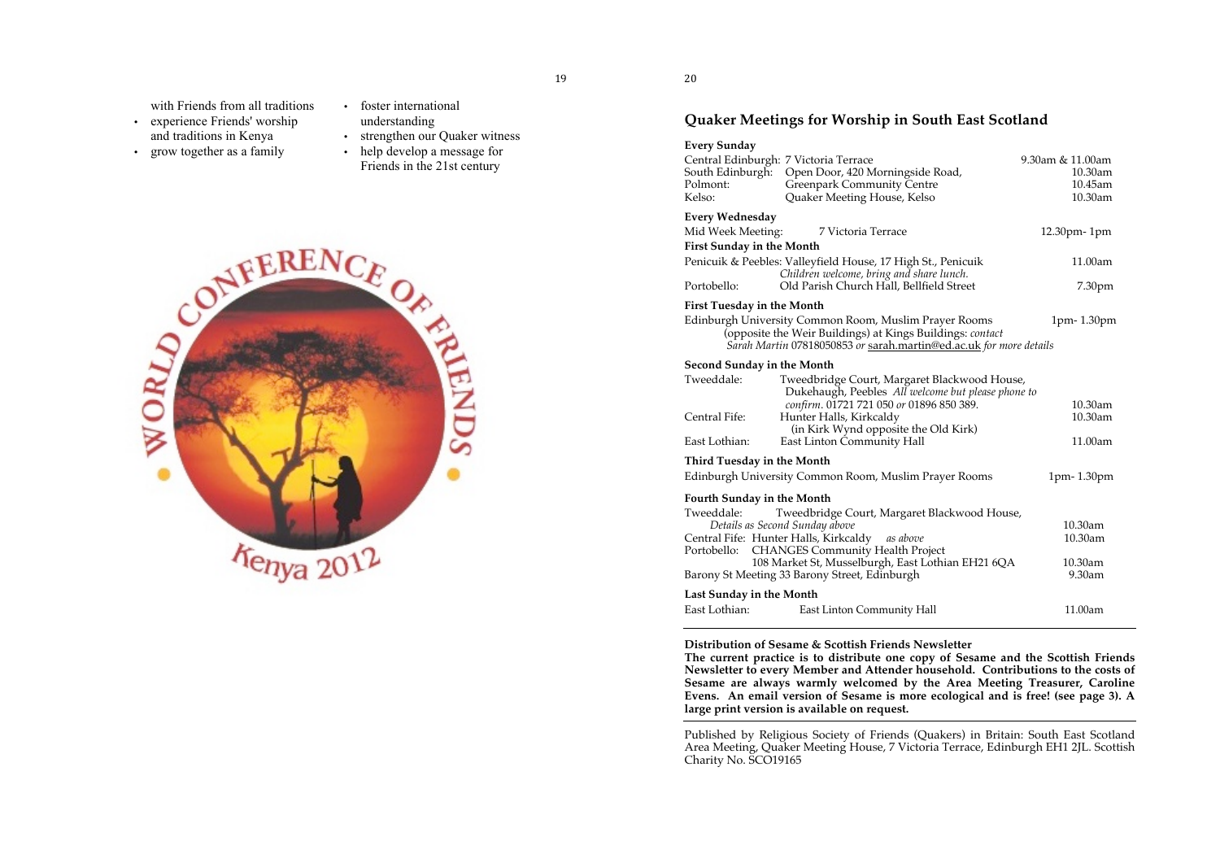with Friends from all traditions

- experience Friends' worship and traditions in Kenya
- grow together as a family
- foster international understanding
- strengthen our Quaker witness
- help develop a message for Friends in the 21st century

WORLD CONFERENCE OF FRIENDS

Kenya 2012

## Quaker Meetings for Worship in South East Scotland

**Every Sunday**

| | | |
|---|---|---|
| Central Edinburgh: | 7 Victoria Terrace | 9.30am & 11.00am |
| South Edinburgh: | Open Door, 420 Morningside Road, | 10.30am |
| Polmont: | Greenpark Community Centre | 10.45am |
| Kelso: | Quaker Meeting House, Kelso | 10.30am |

**Every Wednesday**

| | | |
|---|---|---|
| Mid Week Meeting: | 7 Victoria Terrace | 12.30pm- 1pm |

**First Sunday in the Month**

| | | |
|---|---|---|
| Penicuik & Peebles: | Valleyfield House, 17 High St., Penicuik *Children welcome, bring and share lunch.* | 11.00am |
| Portobello: | Old Parish Church Hall, Bellfield Street | 7.30pm |

**First Tuesday in the Month**

Edinburgh University Common Room, Muslim Prayer Rooms (opposite the Weir Buildings) at Kings Buildings: *contact Sarah Martin* 07818050853 *or* sarah.martin@ed.ac.uk *for more details* — 1pm- 1.30pm

**Second Sunday in the Month**

| | | |
|---|---|---|
| Tweeddale: | Tweedbridge Court, Margaret Blackwood House, Dukehaugh, Peebles *All welcome but please phone to confirm.* 01721 721 050 *or* 01896 850 389. | 10.30am |
| Central Fife: | Hunter Halls, Kirkcaldy (in Kirk Wynd opposite the Old Kirk) | 10.30am |
| East Lothian: | East Linton Community Hall | 11.00am |

**Third Tuesday in the Month**

Edinburgh University Common Room, Muslim Prayer Rooms — 1pm- 1.30pm

**Fourth Sunday in the Month**

| | | |
|---|---|---|
| Tweeddale: | Tweedbridge Court, Margaret Blackwood House, *Details as Second Sunday above* | 10.30am |
| Central Fife: | Hunter Halls, Kirkcaldy *as above* | 10.30am |
| Portobello: | CHANGES Community Health Project 108 Market St, Musselburgh, East Lothian EH21 6QA | 10.30am |
| Barony St Meeting | 33 Barony Street, Edinburgh | 9.30am |

**Last Sunday in the Month**

| | | |
|---|---|---|
| East Lothian: | East Linton Community Hall | 11.00am |

---

**Distribution of Sesame & Scottish Friends Newsletter**

**The current practice is to distribute one copy of Sesame and the Scottish Friends Newsletter to every Member and Attender household. Contributions to the costs of Sesame are always warmly welcomed by the Area Meeting Treasurer, Caroline Evens. An email version of Sesame is more ecological and is free! (see page 3). A large print version is available on request.**

---

Published by Religious Society of Friends (Quakers) in Britain: South East Scotland Area Meeting, Quaker Meeting House, 7 Victoria Terrace, Edinburgh EH1 2JL. Scottish Charity No. SCO19165